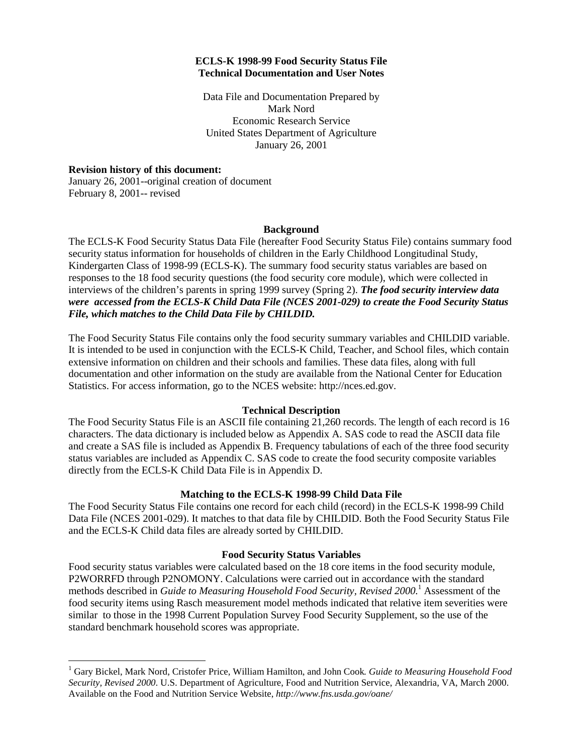# ECLS-K 1998-99 Food Security Status File
# Technical Documentation and User Notes

Data File and Documentation Prepared by
Mark Nord
Economic Research Service
United States Department of Agriculture
January 26, 2001

**Revision history of this document:**
January 26, 2001--original creation of document
February 8, 2001-- revised

## Background

The ECLS-K Food Security Status Data File (hereafter Food Security Status File) contains summary food security status information for households of children in the Early Childhood Longitudinal Study, Kindergarten Class of 1998-99 (ECLS-K). The summary food security status variables are based on responses to the 18 food security questions (the food security core module), which were collected in interviews of the children's parents in spring 1999 survey (Spring 2). ***The food security interview data were accessed from the ECLS-K Child Data File (NCES 2001-029) to create the Food Security Status File, which matches to the Child Data File by CHILDID.***

The Food Security Status File contains only the food security summary variables and CHILDID variable. It is intended to be used in conjunction with the ECLS-K Child, Teacher, and School files, which contain extensive information on children and their schools and families. These data files, along with full documentation and other information on the study are available from the National Center for Education Statistics. For access information, go to the NCES website: http://nces.ed.gov.

## Technical Description

The Food Security Status File is an ASCII file containing 21,260 records. The length of each record is 16 characters. The data dictionary is included below as Appendix A. SAS code to read the ASCII data file and create a SAS file is included as Appendix B. Frequency tabulations of each of the three food security status variables are included as Appendix C. SAS code to create the food security composite variables directly from the ECLS-K Child Data File is in Appendix D.

## Matching to the ECLS-K 1998-99 Child Data File

The Food Security Status File contains one record for each child (record) in the ECLS-K 1998-99 Child Data File (NCES 2001-029). It matches to that data file by CHILDID. Both the Food Security Status File and the ECLS-K Child data files are already sorted by CHILDID.

## Food Security Status Variables

Food security status variables were calculated based on the 18 core items in the food security module, P2WORRFD through P2NOMONY. Calculations were carried out in accordance with the standard methods described in *Guide to Measuring Household Food Security, Revised 2000*.[1] Assessment of the food security items using Rasch measurement model methods indicated that relative item severities were similar to those in the 1998 Current Population Survey Food Security Supplement, so the use of the standard benchmark household scores was appropriate.

---

[1] Gary Bickel, Mark Nord, Cristofer Price, William Hamilton, and John Cook. *Guide to Measuring Household Food Security, Revised 2000*. U.S. Department of Agriculture, Food and Nutrition Service, Alexandria, VA, March 2000. Available on the Food and Nutrition Service Website, *http://www.fns.usda.gov/oane/*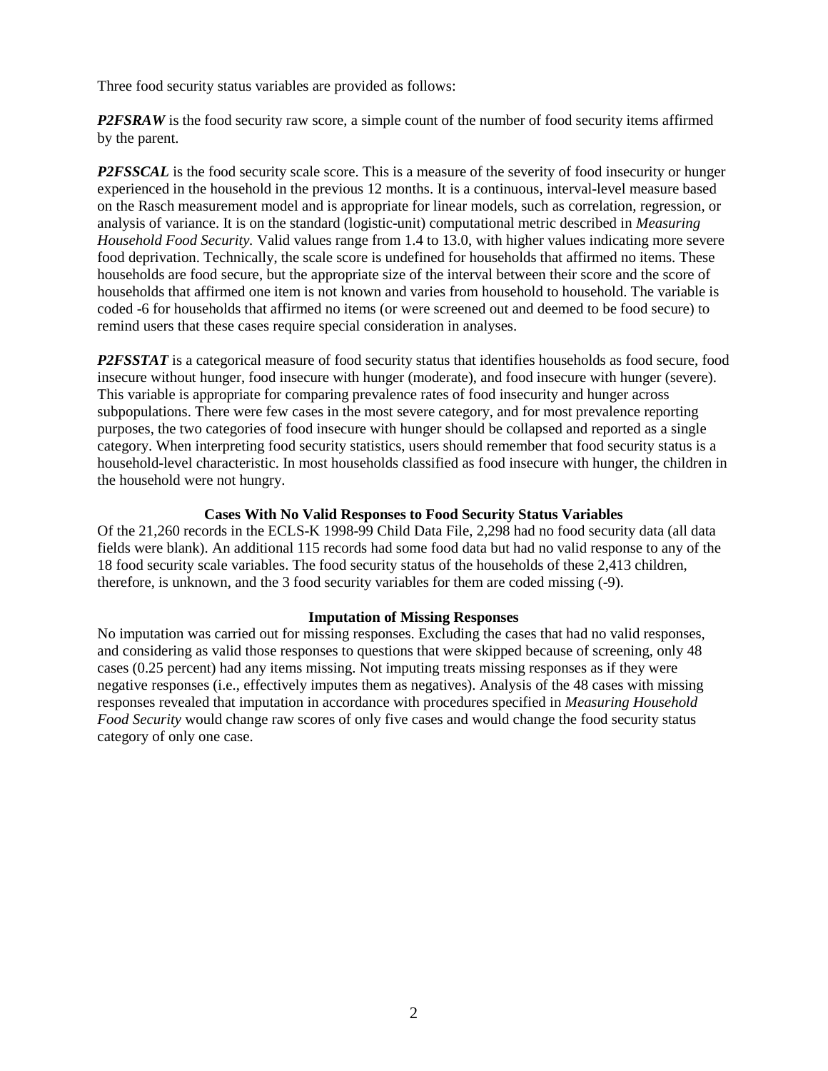Three food security status variables are provided as follows:

***P2FSRAW*** is the food security raw score, a simple count of the number of food security items affirmed by the parent.

***P2FSSCAL*** is the food security scale score. This is a measure of the severity of food insecurity or hunger experienced in the household in the previous 12 months. It is a continuous, interval-level measure based on the Rasch measurement model and is appropriate for linear models, such as correlation, regression, or analysis of variance. It is on the standard (logistic-unit) computational metric described in *Measuring Household Food Security.* Valid values range from 1.4 to 13.0, with higher values indicating more severe food deprivation. Technically, the scale score is undefined for households that affirmed no items. These households are food secure, but the appropriate size of the interval between their score and the score of households that affirmed one item is not known and varies from household to household. The variable is coded -6 for households that affirmed no items (or were screened out and deemed to be food secure) to remind users that these cases require special consideration in analyses.

***P2FSSTAT*** is a categorical measure of food security status that identifies households as food secure, food insecure without hunger, food insecure with hunger (moderate), and food insecure with hunger (severe). This variable is appropriate for comparing prevalence rates of food insecurity and hunger across subpopulations. There were few cases in the most severe category, and for most prevalence reporting purposes, the two categories of food insecure with hunger should be collapsed and reported as a single category. When interpreting food security statistics, users should remember that food security status is a household-level characteristic. In most households classified as food insecure with hunger, the children in the household were not hungry.

### Cases With No Valid Responses to Food Security Status Variables

Of the 21,260 records in the ECLS-K 1998-99 Child Data File, 2,298 had no food security data (all data fields were blank). An additional 115 records had some food data but had no valid response to any of the 18 food security scale variables. The food security status of the households of these 2,413 children, therefore, is unknown, and the 3 food security variables for them are coded missing (-9).

### Imputation of Missing Responses

No imputation was carried out for missing responses. Excluding the cases that had no valid responses, and considering as valid those responses to questions that were skipped because of screening, only 48 cases (0.25 percent) had any items missing. Not imputing treats missing responses as if they were negative responses (i.e., effectively imputes them as negatives). Analysis of the 48 cases with missing responses revealed that imputation in accordance with procedures specified in *Measuring Household Food Security* would change raw scores of only five cases and would change the food security status category of only one case.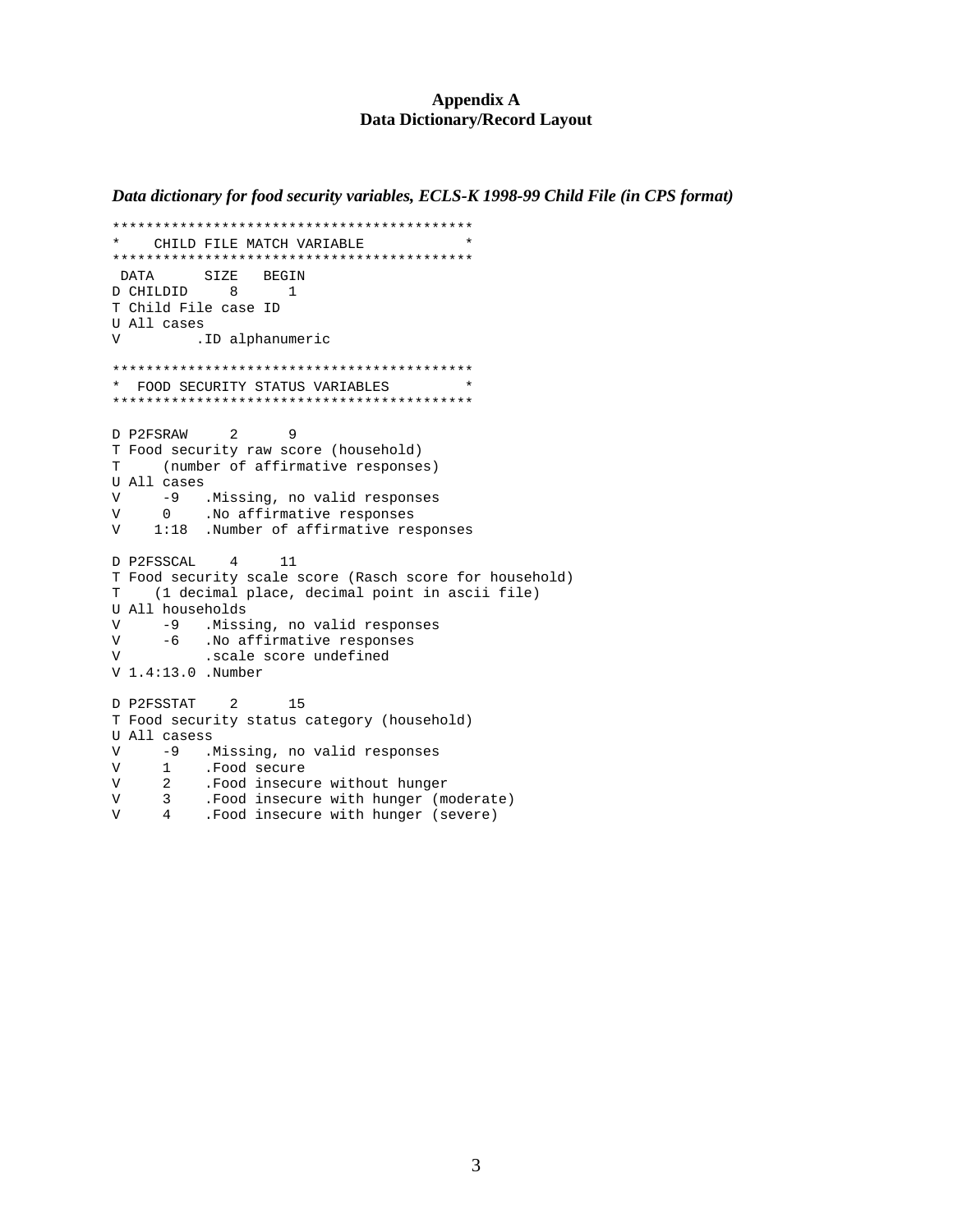# Appendix A
## Data Dictionary/Record Layout

***Data dictionary for food security variables, ECLS-K 1998-99 Child File (in CPS format)***

```
*******************************************
*    CHILD FILE MATCH VARIABLE            *
*******************************************
 DATA      SIZE   BEGIN
D CHILDID     8      1
T Child File case ID
U All cases
V         .ID alphanumeric

*******************************************
*  FOOD SECURITY STATUS VARIABLES         *
*******************************************

D P2FSRAW     2      9
T Food security raw score (household)
T     (number of affirmative responses)
U All cases
V     -9   .Missing, no valid responses
V     0    .No affirmative responses
V    1:18  .Number of affirmative responses

D P2FSSCAL    4     11
T Food security scale score (Rasch score for household)
T    (1 decimal place, decimal point in ascii file)
U All households
V     -9   .Missing, no valid responses
V     -6   .No affirmative responses
V          .scale score undefined
V 1.4:13.0 .Number

D P2FSSTAT    2      15
T Food security status category (household)
U All casess
V     -9   .Missing, no valid responses
V     1    .Food secure
V     2    .Food insecure without hunger
V     3    .Food insecure with hunger (moderate)
V     4    .Food insecure with hunger (severe)
```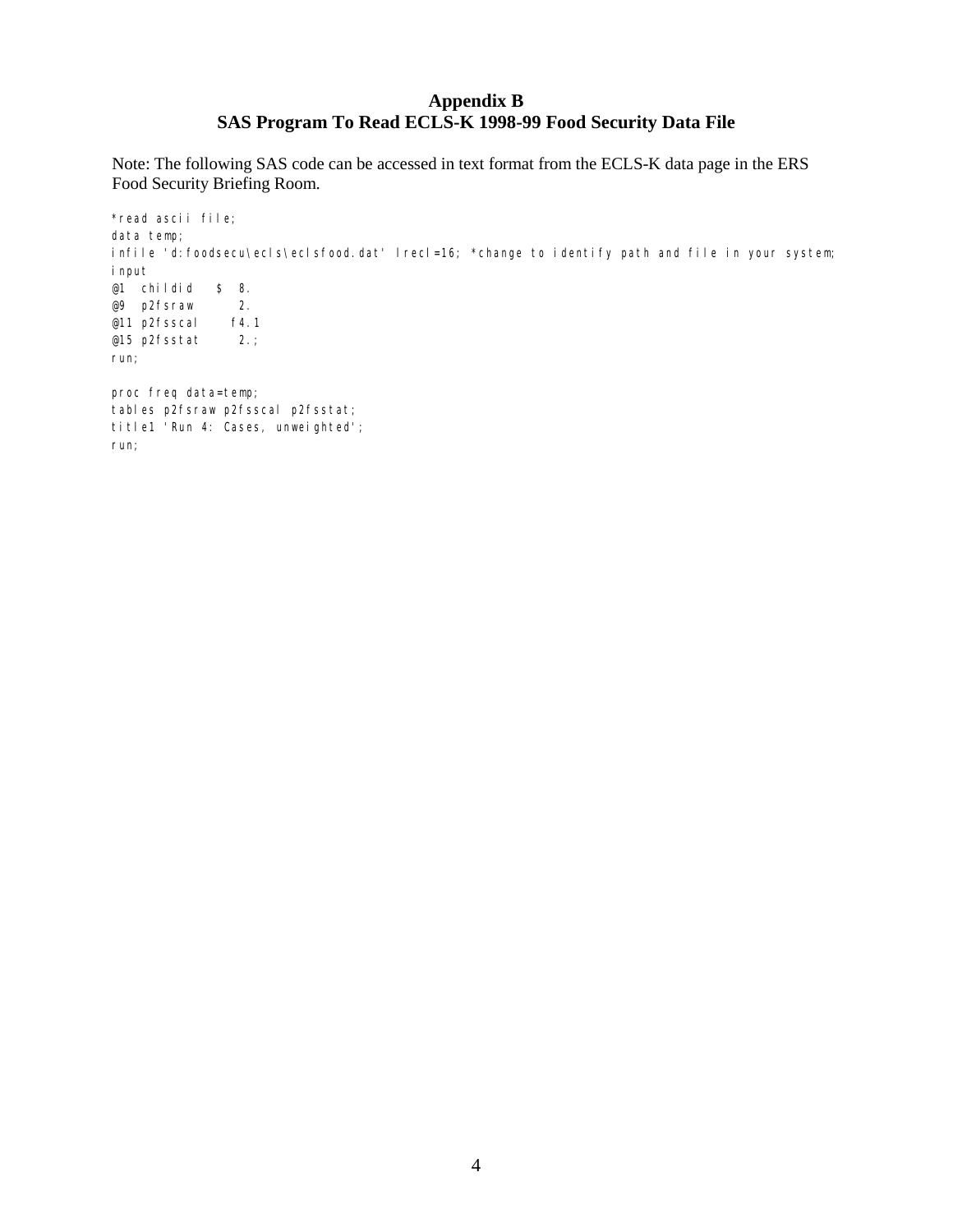# Appendix B
## SAS Program To Read ECLS-K 1998-99 Food Security Data File

Note: The following SAS code can be accessed in text format from the ECLS-K data page in the ERS Food Security Briefing Room.

```
*read ascii file;
data temp;
infile 'd:foodsecu\ecls\eclsfood.dat' lrecl=16; *change to identify path and file in your system;
input
@1  childid   $  8.
@9  p2fsraw      2.
@11 p2fsscal    f4.1
@15 p2fsstat     2.;
run;

proc freq data=temp;
tables p2fsraw p2fsscal p2fsstat;
title1 'Run 4: Cases, unweighted';
run;
```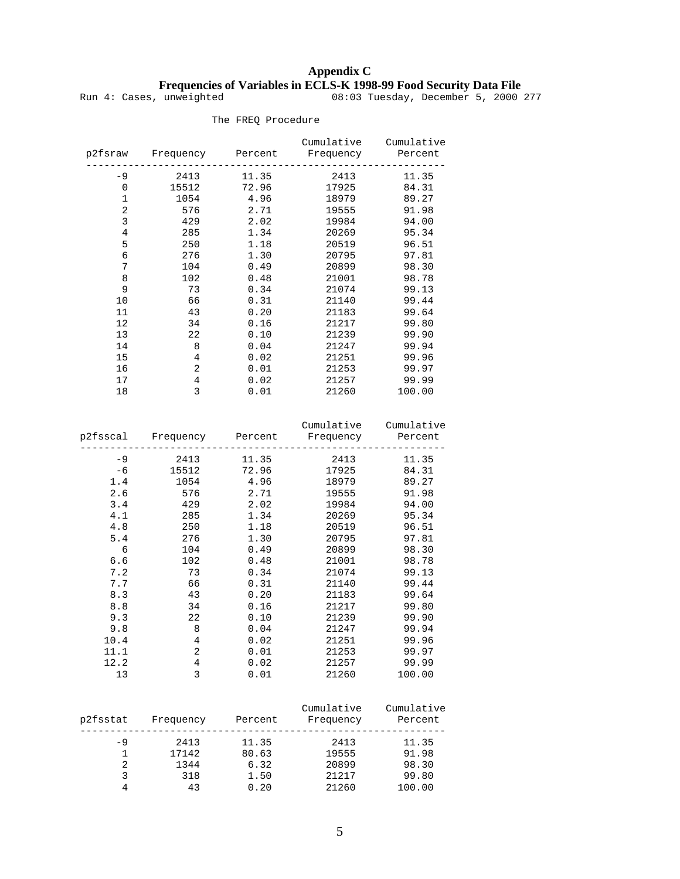# Appendix C
## Frequencies of Variables in ECLS-K 1998-99 Food Security Data File

Run 4: Cases, unweighted 08:03 Tuesday, December 5, 2000 277

The FREQ Procedure

| p2fsraw | Frequency | Percent | Cumulative Frequency | Cumulative Percent |
|---|---|---|---|---|
| -9 | 2413 | 11.35 | 2413 | 11.35 |
| 0 | 15512 | 72.96 | 17925 | 84.31 |
| 1 | 1054 | 4.96 | 18979 | 89.27 |
| 2 | 576 | 2.71 | 19555 | 91.98 |
| 3 | 429 | 2.02 | 19984 | 94.00 |
| 4 | 285 | 1.34 | 20269 | 95.34 |
| 5 | 250 | 1.18 | 20519 | 96.51 |
| 6 | 276 | 1.30 | 20795 | 97.81 |
| 7 | 104 | 0.49 | 20899 | 98.30 |
| 8 | 102 | 0.48 | 21001 | 98.78 |
| 9 | 73 | 0.34 | 21074 | 99.13 |
| 10 | 66 | 0.31 | 21140 | 99.44 |
| 11 | 43 | 0.20 | 21183 | 99.64 |
| 12 | 34 | 0.16 | 21217 | 99.80 |
| 13 | 22 | 0.10 | 21239 | 99.90 |
| 14 | 8 | 0.04 | 21247 | 99.94 |
| 15 | 4 | 0.02 | 21251 | 99.96 |
| 16 | 2 | 0.01 | 21253 | 99.97 |
| 17 | 4 | 0.02 | 21257 | 99.99 |
| 18 | 3 | 0.01 | 21260 | 100.00 |

| p2fsscal | Frequency | Percent | Cumulative Frequency | Cumulative Percent |
|---|---|---|---|---|
| -9 | 2413 | 11.35 | 2413 | 11.35 |
| -6 | 15512 | 72.96 | 17925 | 84.31 |
| 1.4 | 1054 | 4.96 | 18979 | 89.27 |
| 2.6 | 576 | 2.71 | 19555 | 91.98 |
| 3.4 | 429 | 2.02 | 19984 | 94.00 |
| 4.1 | 285 | 1.34 | 20269 | 95.34 |
| 4.8 | 250 | 1.18 | 20519 | 96.51 |
| 5.4 | 276 | 1.30 | 20795 | 97.81 |
| 6 | 104 | 0.49 | 20899 | 98.30 |
| 6.6 | 102 | 0.48 | 21001 | 98.78 |
| 7.2 | 73 | 0.34 | 21074 | 99.13 |
| 7.7 | 66 | 0.31 | 21140 | 99.44 |
| 8.3 | 43 | 0.20 | 21183 | 99.64 |
| 8.8 | 34 | 0.16 | 21217 | 99.80 |
| 9.3 | 22 | 0.10 | 21239 | 99.90 |
| 9.8 | 8 | 0.04 | 21247 | 99.94 |
| 10.4 | 4 | 0.02 | 21251 | 99.96 |
| 11.1 | 2 | 0.01 | 21253 | 99.97 |
| 12.2 | 4 | 0.02 | 21257 | 99.99 |
| 13 | 3 | 0.01 | 21260 | 100.00 |

| p2fsstat | Frequency | Percent | Cumulative Frequency | Cumulative Percent |
|---|---|---|---|---|
| -9 | 2413 | 11.35 | 2413 | 11.35 |
| 1 | 17142 | 80.63 | 19555 | 91.98 |
| 2 | 1344 | 6.32 | 20899 | 98.30 |
| 3 | 318 | 1.50 | 21217 | 99.80 |
| 4 | 43 | 0.20 | 21260 | 100.00 |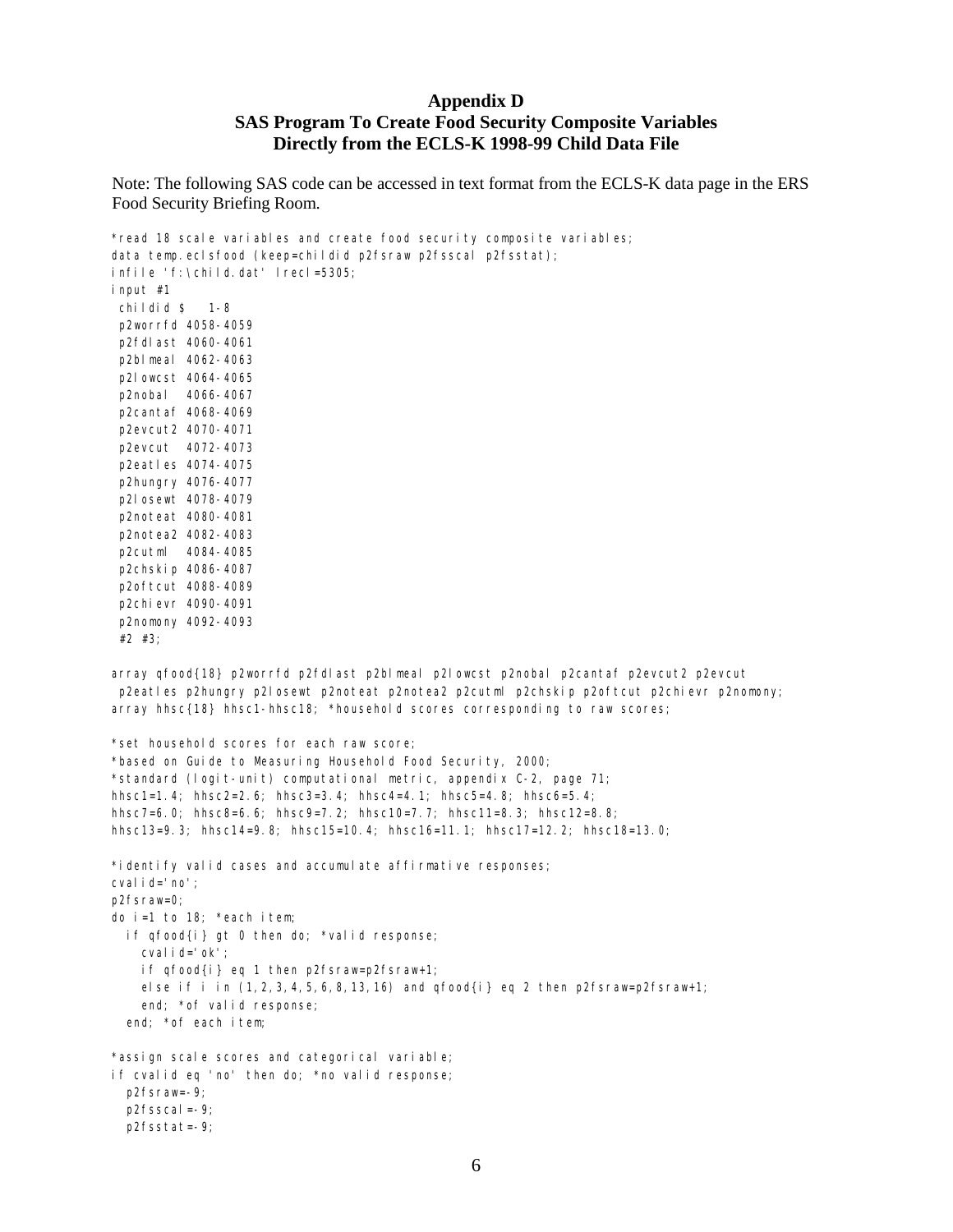## Appendix D
## SAS Program To Create Food Security Composite Variables Directly from the ECLS-K 1998-99 Child Data File

Note: The following SAS code can be accessed in text format from the ECLS-K data page in the ERS Food Security Briefing Room.

```
*read 18 scale variables and create food security composite variables;
data temp.eclsfood (keep=childid p2fsraw p2fsscal p2fsstat);
infile 'f:\child.dat' lrecl=5305;
input #1
 childid $   1-8
 p2worrfd 4058-4059
 p2fdlast 4060-4061
 p2blmeal 4062-4063
 p2lowcst 4064-4065
 p2nobal  4066-4067
 p2cantaf 4068-4069
 p2evcut2 4070-4071
 p2evcut  4072-4073
 p2eatles 4074-4075
 p2hungry 4076-4077
 p2losewt 4078-4079
 p2noteat 4080-4081
 p2notea2 4082-4083
 p2cutml  4084-4085
 p2chskip 4086-4087
 p2oftcut 4088-4089
 p2chievr 4090-4091
 p2nomony 4092-4093
 #2 #3;

array qfood{18} p2worrfd p2fdlast p2blmeal p2lowcst p2nobal p2cantaf p2evcut2 p2evcut
 p2eatles p2hungry p2losewt p2noteat p2notea2 p2cutml p2chskip p2oftcut p2chievr p2nomony;
array hhsc{18} hhsc1-hhsc18; *household scores corresponding to raw scores;

*set household scores for each raw score;
*based on Guide to Measuring Household Food Security, 2000;
*standard (logit-unit) computational metric, appendix C-2, page 71;
hhsc1=1.4; hhsc2=2.6; hhsc3=3.4; hhsc4=4.1; hhsc5=4.8; hhsc6=5.4;
hhsc7=6.0; hhsc8=6.6; hhsc9=7.2; hhsc10=7.7; hhsc11=8.3; hhsc12=8.8;
hhsc13=9.3; hhsc14=9.8; hhsc15=10.4; hhsc16=11.1; hhsc17=12.2; hhsc18=13.0;

*identify valid cases and accumulate affirmative responses;
cvalid='no';
p2fsraw=0;
do i=1 to 18; *each item;
  if qfood{i} gt 0 then do; *valid response;
    cvalid='ok';
    if qfood{i} eq 1 then p2fsraw=p2fsraw+1;
    else if i in (1,2,3,4,5,6,8,13,16) and qfood{i} eq 2 then p2fsraw=p2fsraw+1;
    end; *of valid response;
  end; *of each item;

*assign scale scores and categorical variable;
if cvalid eq 'no' then do; *no valid response;
  p2fsraw=-9;
  p2fsscal=-9;
  p2fsstat=-9;
```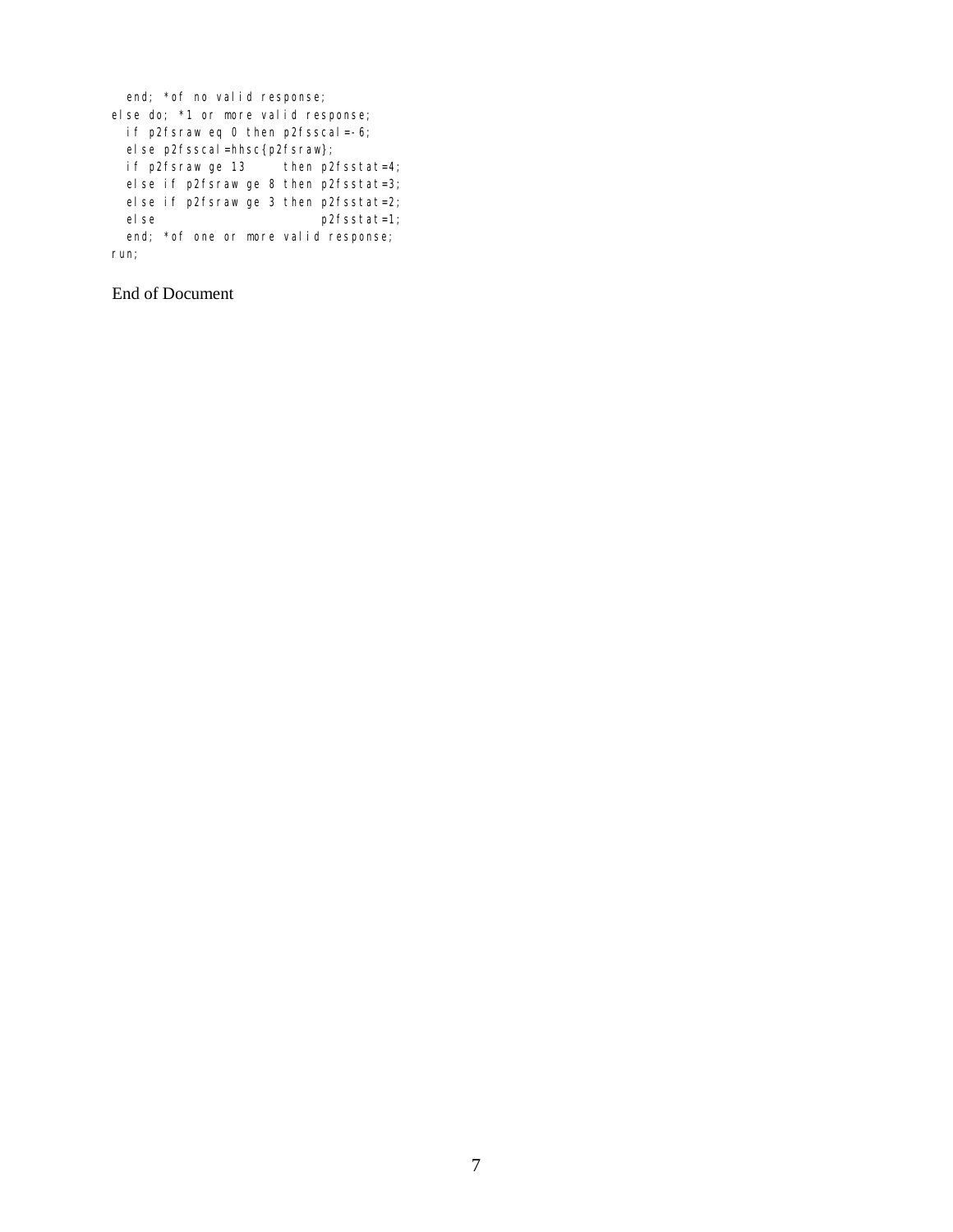```
  end; *of no valid response;
else do; *1 or more valid response;
  if p2fsraw eq 0 then p2fsscal=-6;
  else p2fsscal=hhsc{p2fsraw};
  if p2fsraw ge 13     then p2fsstat=4;
  else if p2fsraw ge 8 then p2fsstat=3;
  else if p2fsraw ge 3 then p2fsstat=2;
  else                      p2fsstat=1;
  end; *of one or more valid response;
run;
```

End of Document